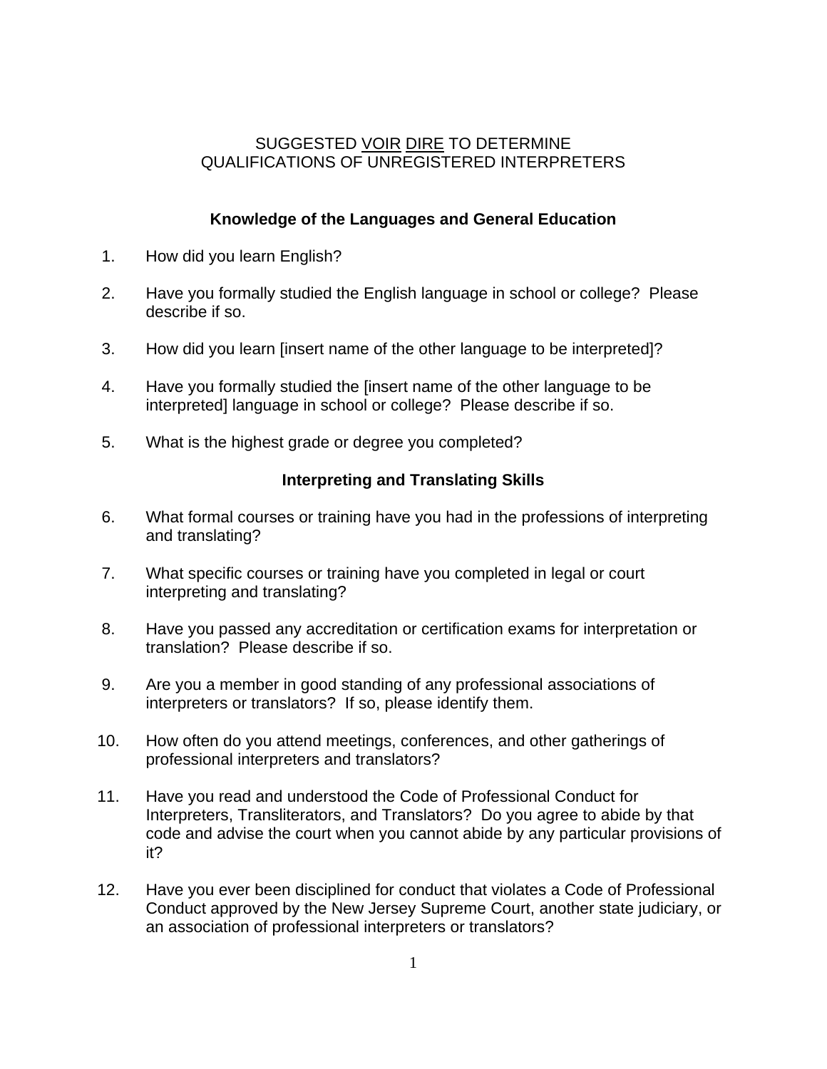# SUGGESTED VOIR DIRE TO DETERMINE QUALIFICATIONS OF UNREGISTERED INTERPRETERS

## Knowledge of the Languages and General Education

1. How did you learn English?

2. Have you formally studied the English language in school or college? Please describe if so.

3. How did you learn [insert name of the other language to be interpreted]?

4. Have you formally studied the [insert name of the other language to be interpreted] language in school or college? Please describe if so.

5. What is the highest grade or degree you completed?

## Interpreting and Translating Skills

6. What formal courses or training have you had in the professions of interpreting and translating?

7. What specific courses or training have you completed in legal or court interpreting and translating?

8. Have you passed any accreditation or certification exams for interpretation or translation? Please describe if so.

9. Are you a member in good standing of any professional associations of interpreters or translators? If so, please identify them.

10. How often do you attend meetings, conferences, and other gatherings of professional interpreters and translators?

11. Have you read and understood the Code of Professional Conduct for Interpreters, Transliterators, and Translators? Do you agree to abide by that code and advise the court when you cannot abide by any particular provisions of it?

12. Have you ever been disciplined for conduct that violates a Code of Professional Conduct approved by the New Jersey Supreme Court, another state judiciary, or an association of professional interpreters or translators?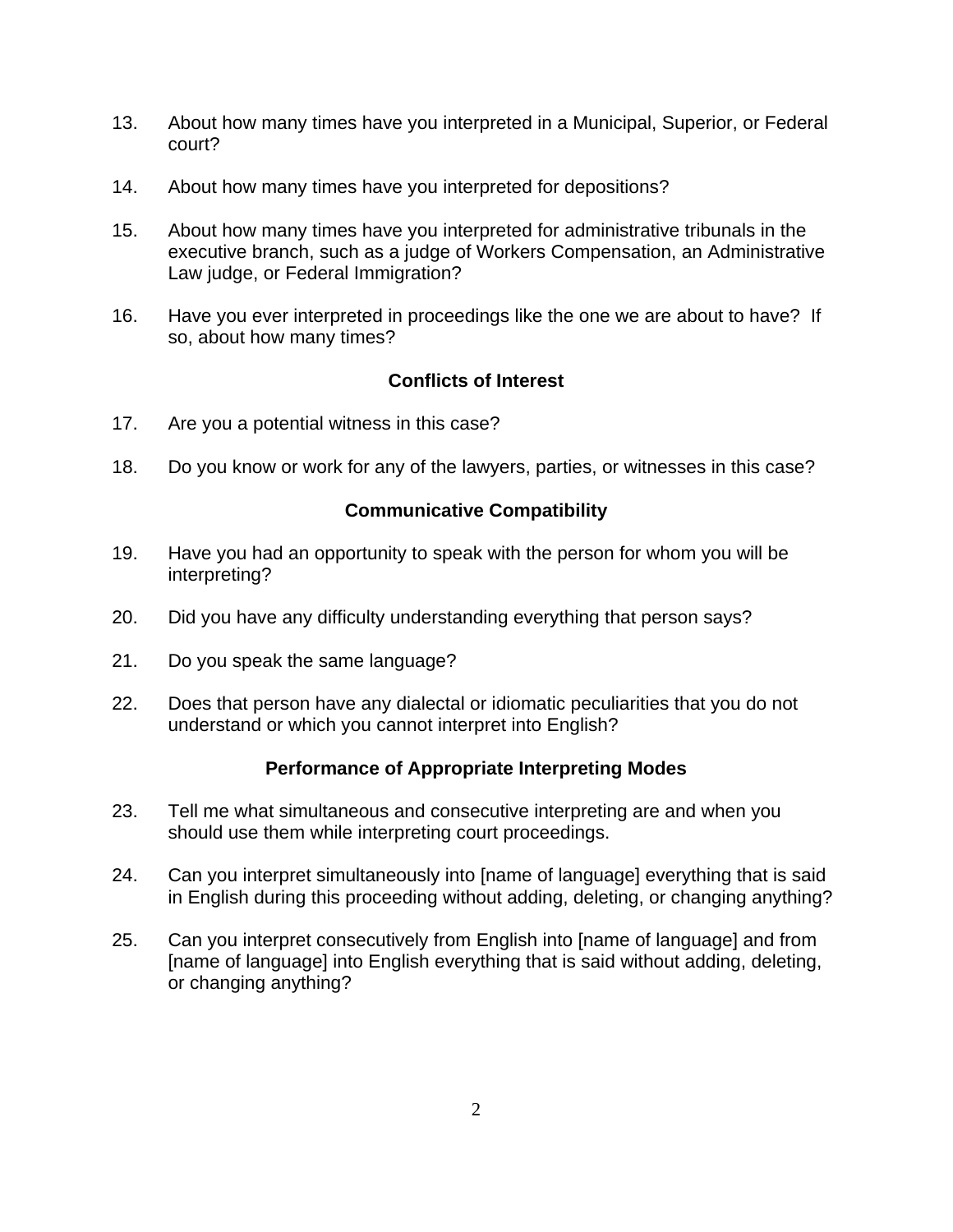13. About how many times have you interpreted in a Municipal, Superior, or Federal court?

14. About how many times have you interpreted for depositions?

15. About how many times have you interpreted for administrative tribunals in the executive branch, such as a judge of Workers Compensation, an Administrative Law judge, or Federal Immigration?

16. Have you ever interpreted in proceedings like the one we are about to have? If so, about how many times?

### Conflicts of Interest

17. Are you a potential witness in this case?

18. Do you know or work for any of the lawyers, parties, or witnesses in this case?

### Communicative Compatibility

19. Have you had an opportunity to speak with the person for whom you will be interpreting?

20. Did you have any difficulty understanding everything that person says?

21. Do you speak the same language?

22. Does that person have any dialectal or idiomatic peculiarities that you do not understand or which you cannot interpret into English?

### Performance of Appropriate Interpreting Modes

23. Tell me what simultaneous and consecutive interpreting are and when you should use them while interpreting court proceedings.

24. Can you interpret simultaneously into [name of language] everything that is said in English during this proceeding without adding, deleting, or changing anything?

25. Can you interpret consecutively from English into [name of language] and from [name of language] into English everything that is said without adding, deleting, or changing anything?